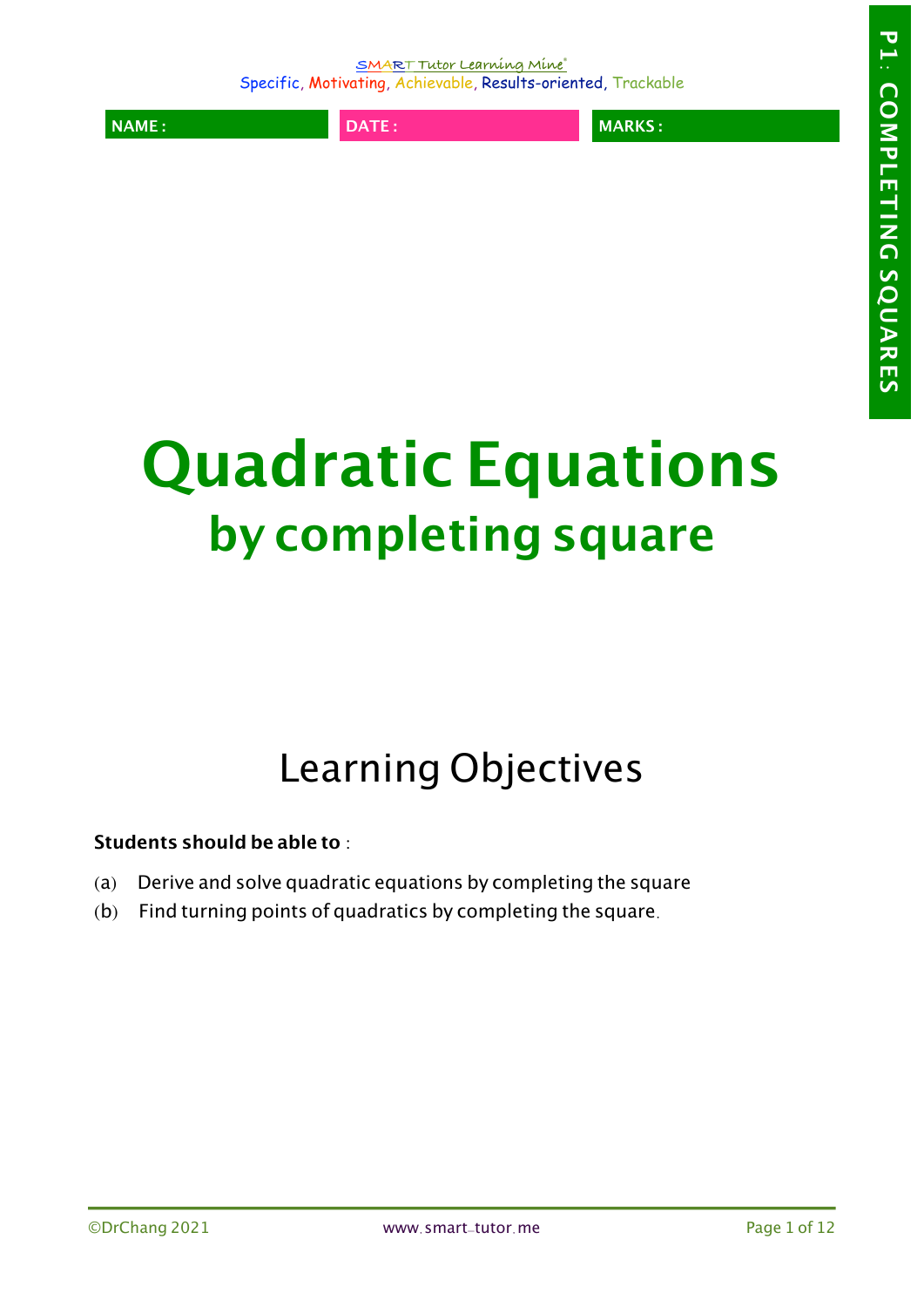SMART Tutor Learning Mine®
Specific, Motivating, Achievable, Results-oriented, Trackable

| NAME : | DATE : | MARKS : |
| --- | --- | --- |

P1: COMPLETING SQUARES

# Quadratic Equations
## by completing square

## Learning Objectives

**Students should be able to** :

(a) Derive and solve quadratic equations by completing the square

(b) Find turning points of quadratics by completing the square.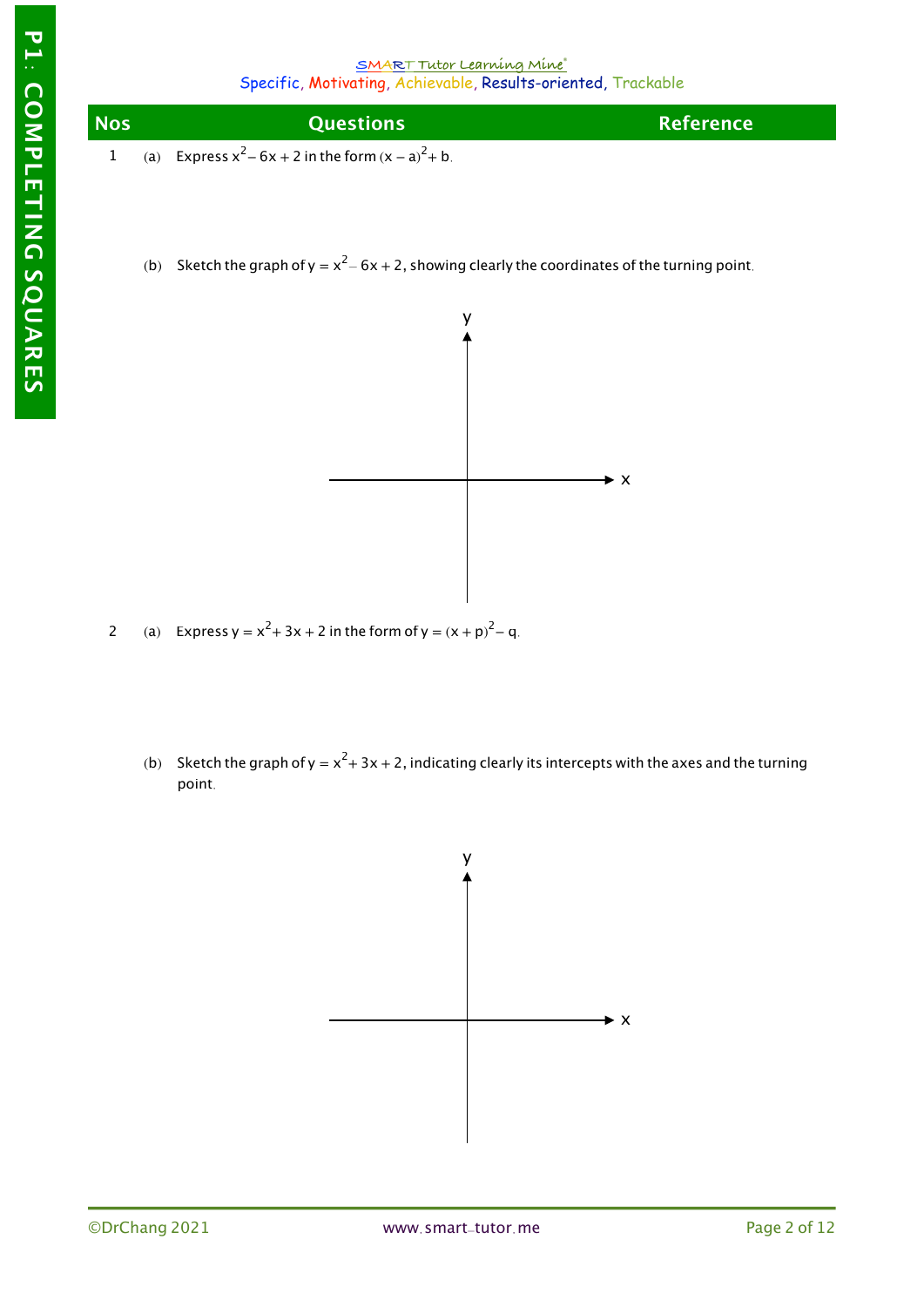| Nos | Questions | Reference |
|---|---|---|
| 1 | (a) Express $x^2 - 6x + 2$ in the form $(x - a)^2 + b$. | |
| | (b) Sketch the graph of $y = x^2 - 6x + 2$, showing clearly the coordinates of the turning point. | |
| 2 | (a) Express $y = x^2 + 3x + 2$ in the form of $y = (x + p)^2 - q$. | |
| | (b) Sketch the graph of $y = x^2 + 3x + 2$, indicating clearly its intercepts with the axes and the turning point. | |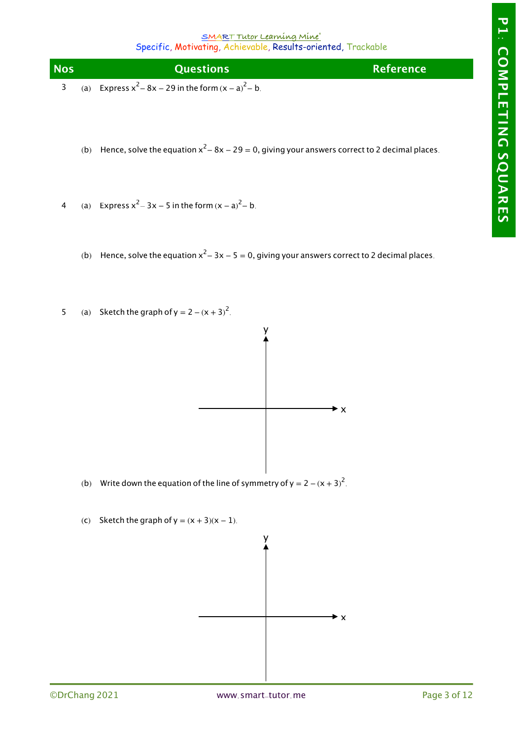| Nos | Questions | Reference |
|---|---|---|
| 3 | (a) Express $x^2 - 8x - 29$ in the form $(x - a)^2 - b$. | |
| | (b) Hence, solve the equation $x^2 - 8x - 29 = 0$, giving your answers correct to 2 decimal places. | |
| 4 | (a) Express $x^2 - 3x - 5$ in the form $(x - a)^2 - b$. | |
| | (b) Hence, solve the equation $x^2 - 3x - 5 = 0$, giving your answers correct to 2 decimal places. | |
| 5 | (a) Sketch the graph of $y = 2 - (x + 3)^2$. | |
| | (b) Write down the equation of the line of symmetry of $y = 2 - (x + 3)^2$. | |
| | (c) Sketch the graph of $y = (x + 3)(x - 1)$. | |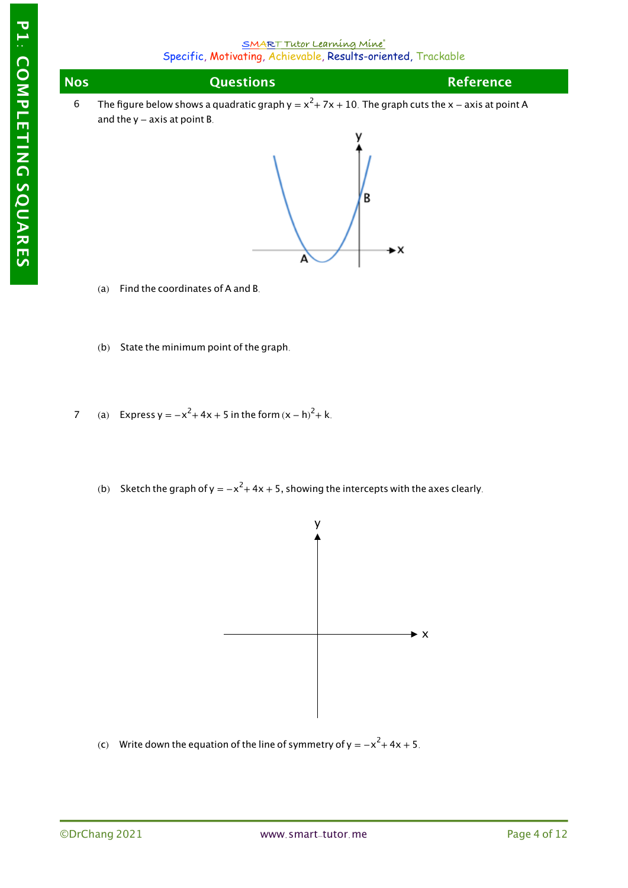| Nos | Questions | Reference |
|---|---|---|

6 The figure below shows a quadratic graph $y = x^2 + 7x + 10$. The graph cuts the x – axis at point A and the y – axis at point B.

(a) Find the coordinates of A and B.

(b) State the minimum point of the graph.

7 (a) Express $y = -x^2 + 4x + 5$ in the form $(x - h)^2 + k$.

(b) Sketch the graph of $y = -x^2 + 4x + 5$, showing the intercepts with the axes clearly.

(c) Write down the equation of the line of symmetry of $y = -x^2 + 4x + 5$.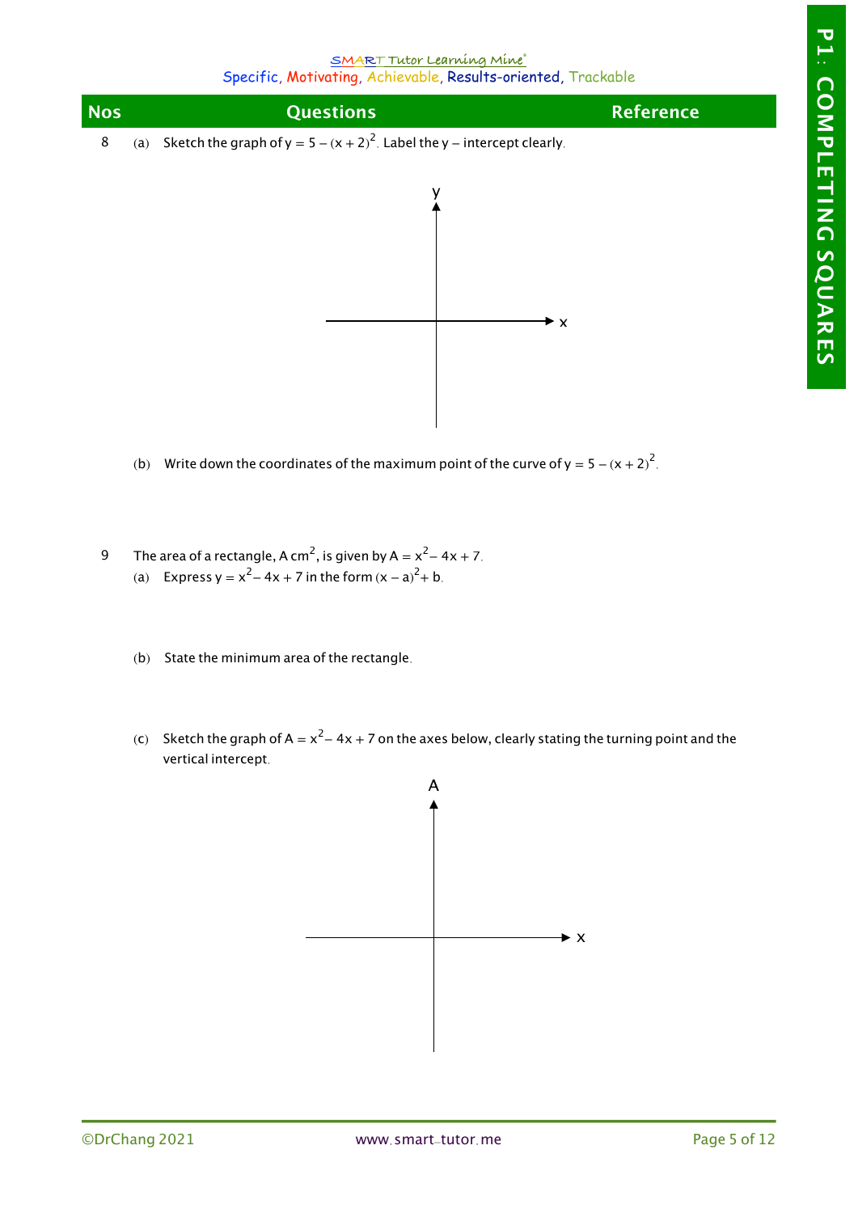| Nos | Questions | Reference |
|---|---|---|
| 8 | (a) Sketch the graph of $y = 5 - (x + 2)^2$. Label the y – intercept clearly. | |
| | (b) Write down the coordinates of the maximum point of the curve of $y = 5 - (x + 2)^2$. | |
| 9 | The area of a rectangle, A $cm^2$, is given by $A = x^2 - 4x + 7$. | |
| | (a) Express $y = x^2 - 4x + 7$ in the form $(x - a)^2 + b$. | |
| | (b) State the minimum area of the rectangle. | |
| | (c) Sketch the graph of $A = x^2 - 4x + 7$ on the axes below, clearly stating the turning point and the vertical intercept. | |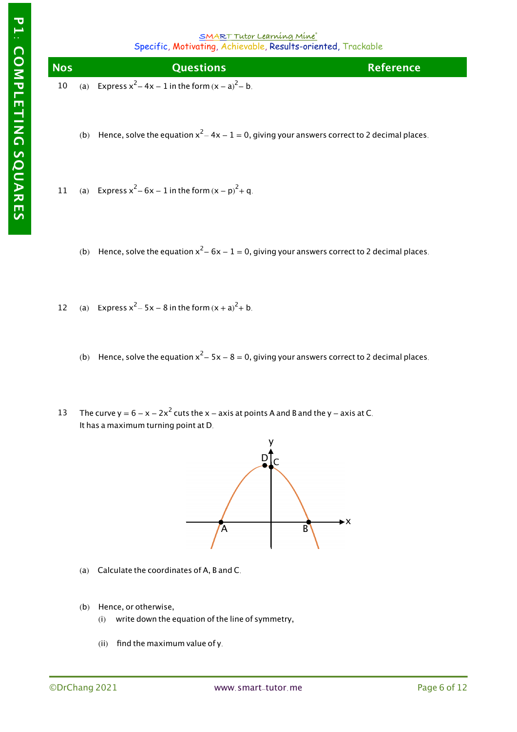| Nos | Questions | Reference |
|---|---|---|
| 10 | (a) Express $x^2 - 4x - 1$ in the form $(x - a)^2 - b$. | |
| | (b) Hence, solve the equation $x^2 - 4x - 1 = 0$, giving your answers correct to 2 decimal places. | |
| 11 | (a) Express $x^2 - 6x - 1$ in the form $(x - p)^2 + q$. | |
| | (b) Hence, solve the equation $x^2 - 6x - 1 = 0$, giving your answers correct to 2 decimal places. | |
| 12 | (a) Express $x^2 - 5x - 8$ in the form $(x + a)^2 + b$. | |
| | (b) Hence, solve the equation $x^2 - 5x - 8 = 0$, giving your answers correct to 2 decimal places. | |
| 13 | The curve $y = 6 - x - 2x^2$ cuts the $x$ – axis at points A and B and the $y$ – axis at C. It has a maximum turning point at D. | |
| | (a) Calculate the coordinates of A, B and C. | |
| | (b) Hence, or otherwise, (i) write down the equation of the line of symmetry, (ii) find the maximum value of y. | |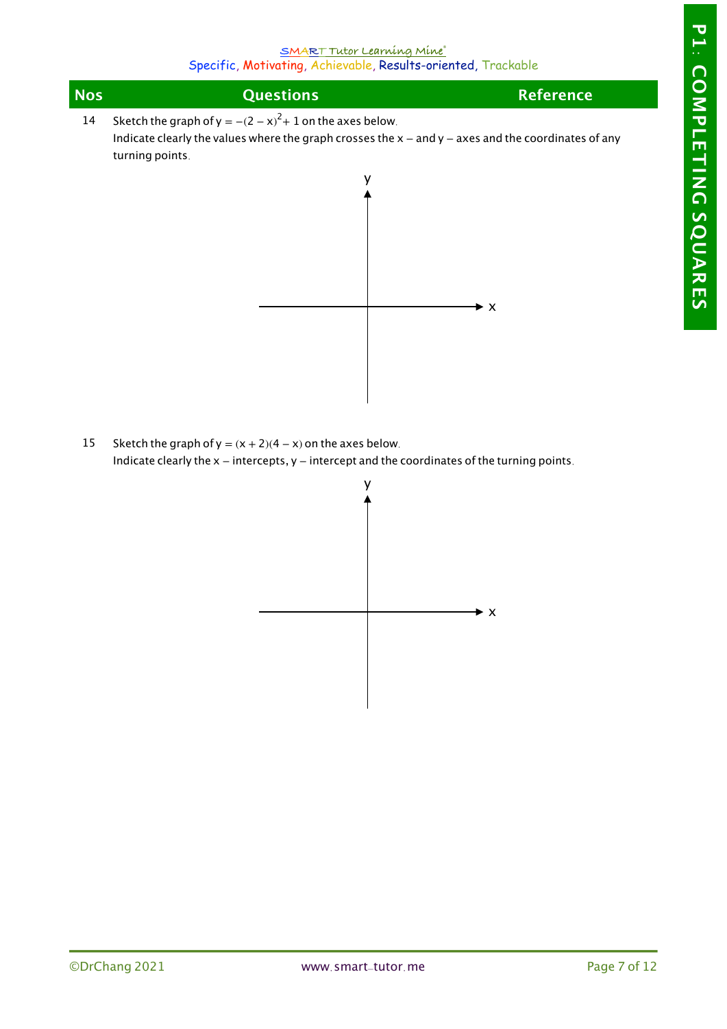| Nos | Questions | Reference |
|---|---|---|
| 14 | Sketch the graph of $y = -(2 - x)^2 + 1$ on the axes below. Indicate clearly the values where the graph crosses the x – and y – axes and the coordinates of any turning points. | |
| 15 | Sketch the graph of $y = (x + 2)(4 - x)$ on the axes below. Indicate clearly the x – intercepts, y – intercept and the coordinates of the turning points. | |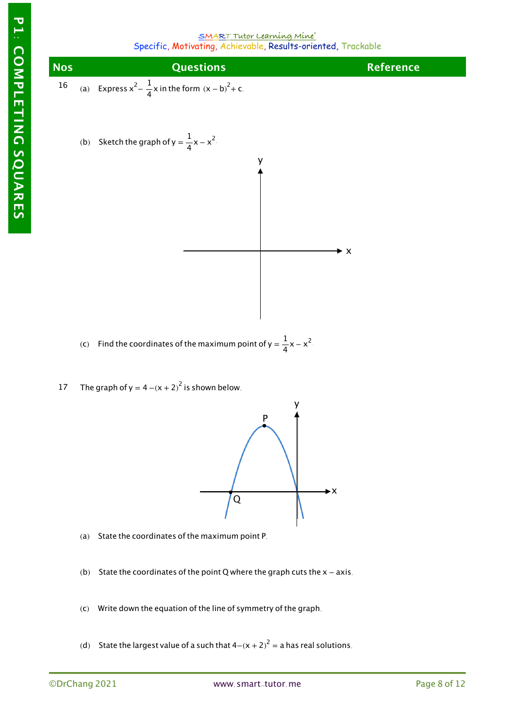| Nos | Questions | Reference |
|---|---|---|
| 16 | (a) Express $x^2 - \frac{1}{4}x$ in the form $(x - b)^2 + c$. | |
| | (b) Sketch the graph of $y = \frac{1}{4}x - x^2$. | |
| | (c) Find the coordinates of the maximum point of $y = \frac{1}{4}x - x^2$. | |
| 17 | The graph of $y = 4 - (x + 2)^2$ is shown below. | |
| | (a) State the coordinates of the maximum point P. | |
| | (b) State the coordinates of the point Q where the graph cuts the $x$ – axis. | |
| | (c) Write down the equation of the line of symmetry of the graph. | |
| | (d) State the largest value of a such that $4 - (x + 2)^2 = a$ has real solutions. | |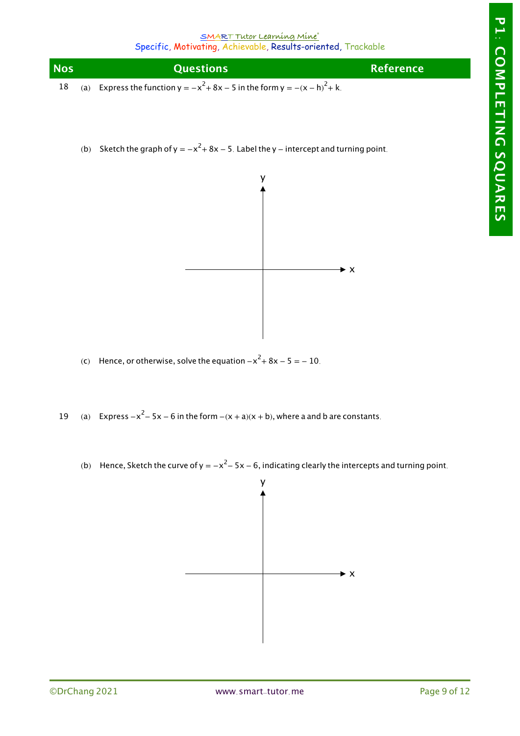| Nos | Questions | Reference |
|---|---|---|
| 18 | (a) Express the function $y = -x^2 + 8x - 5$ in the form $y = -(x - h)^2 + k$. | |
| | (b) Sketch the graph of $y = -x^2 + 8x - 5$. Label the y – intercept and turning point. | |
| | (c) Hence, or otherwise, solve the equation $-x^2 + 8x - 5 = -10$. | |
| 19 | (a) Express $-x^2 - 5x - 6$ in the form $-(x + a)(x + b)$, where a and b are constants. | |
| | (b) Hence, Sketch the curve of $y = -x^2 - 5x - 6$, indicating clearly the intercepts and turning point. | |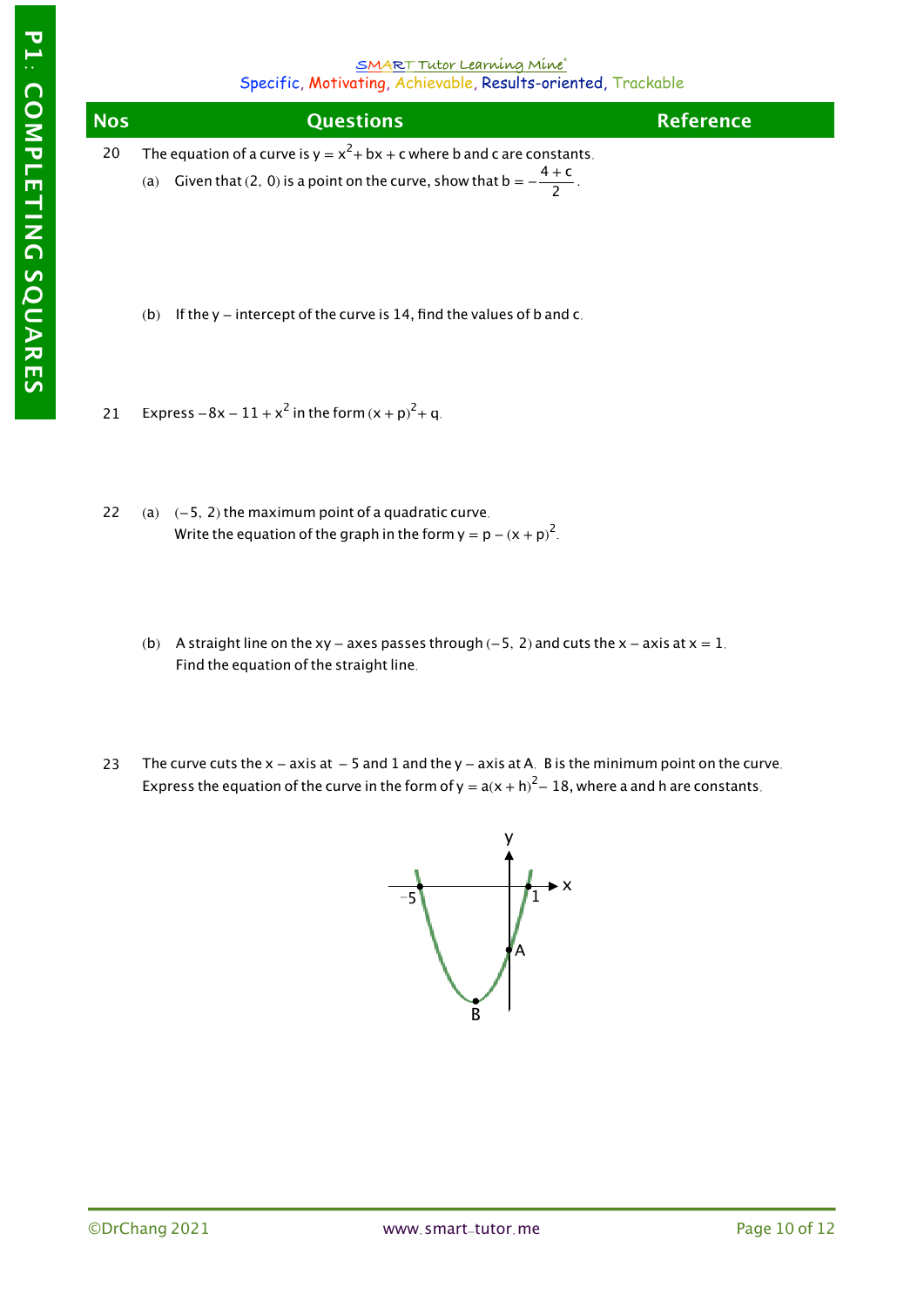| Nos | Questions | Reference |
|---|---|---|
| 20 | The equation of a curve is $y = x^2 + bx + c$ where b and c are constants. | |
| | (a) Given that $(2, 0)$ is a point on the curve, show that $b = -\frac{4+c}{2}$. | |
| | (b) If the $y$ – intercept of the curve is 14, find the values of b and c. | |
| 21 | Express $-8x - 11 + x^2$ in the form $(x+p)^2 + q$. | |
| 22 | (a) $(-5, 2)$ the maximum point of a quadratic curve. Write the equation of the graph in the form $y = p - (x+p)^2$. | |
| | (b) A straight line on the $xy$ – axes passes through $(-5, 2)$ and cuts the $x$ – axis at $x = 1$. Find the equation of the straight line. | |
| 23 | The curve cuts the $x$ – axis at $-5$ and 1 and the $y$ – axis at A. B is the minimum point on the curve. Express the equation of the curve in the form of $y = a(x+h)^2 - 18$, where a and h are constants. | |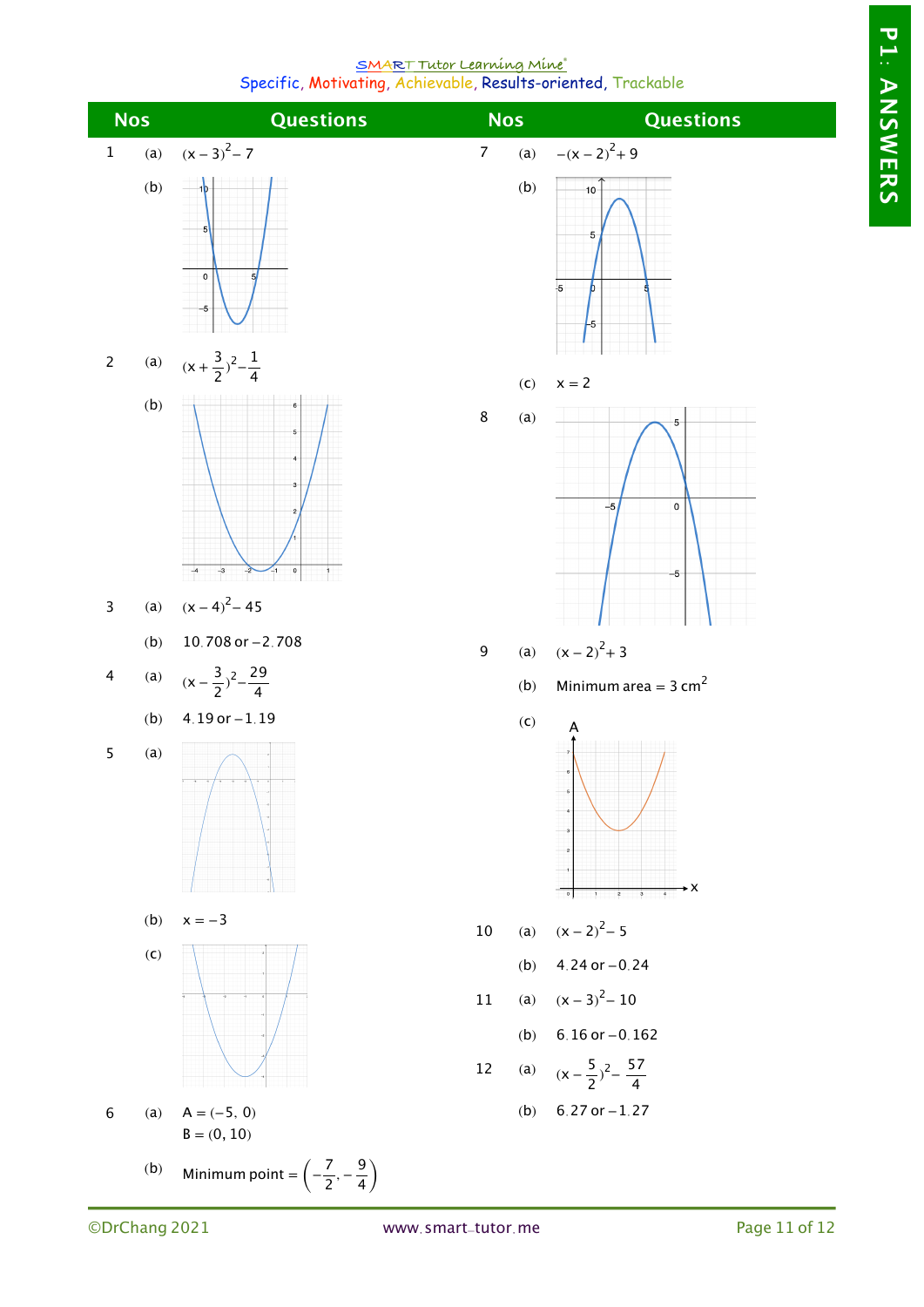SMART Tutor Learning Mine
Specific, Motivating, Achievable, Results-oriented, Trackable

# P1: ANSWERS

| Nos | | Questions |
|---|---|---|
| 1 | (a) | $(x-3)^2-7$ |
| | (b) | |
| 2 | (a) | $(x+\frac{3}{2})^2-\frac{1}{4}$ |
| | (b) | |
| 3 | (a) | $(x-4)^2-45$ |
| | (b) | $10.708$ or $-2.708$ |
| 4 | (a) | $(x-\frac{3}{2})^2-\frac{29}{4}$ |
| | (b) | $4.19$ or $-1.19$ |
| 5 | (a) | |
| | (b) | $x=-3$ |
| | (c) | |
| 6 | (a) | $A=(-5,\ 0)$<br>$B=(0,\ 10)$ |
| | (b) | Minimum point $=\left(-\frac{7}{2},-\frac{9}{4}\right)$ |
| 7 | (a) | $-(x-2)^2+9$ |
| | (b) | |
| | (c) | $x=2$ |
| 8 | (a) | |
| 9 | (a) | $(x-2)^2+3$ |
| | (b) | Minimum area $=3\ \text{cm}^2$ |
| | (c) | |
| 10 | (a) | $(x-2)^2-5$ |
| | (b) | $4.24$ or $-0.24$ |
| 11 | (a) | $(x-3)^2-10$ |
| | (b) | $6.16$ or $-0.162$ |
| 12 | (a) | $(x-\frac{5}{2})^2-\frac{57}{4}$ |
| | (b) | $6.27$ or $-1.27$ |

©DrChang 2021 www.smart-tutor.me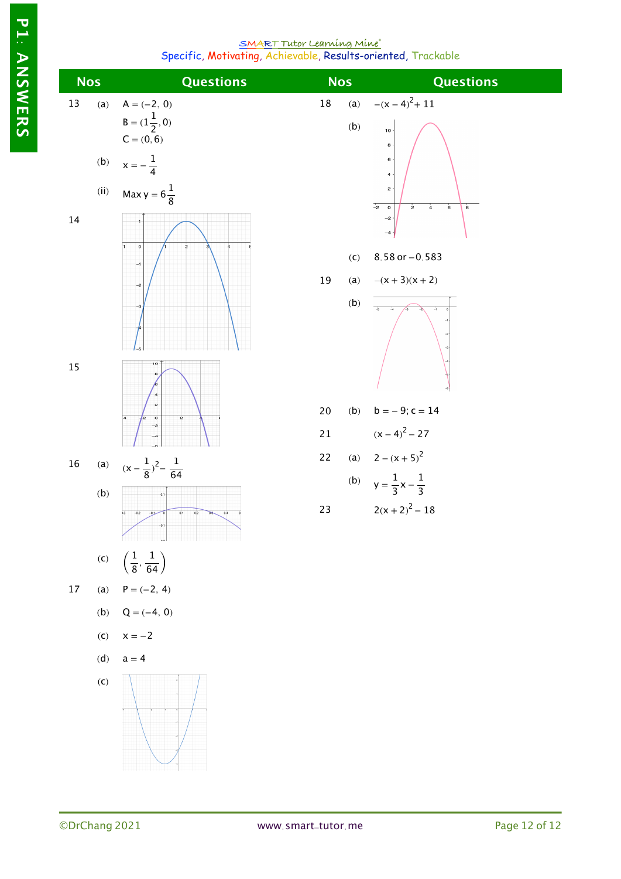# P1: ANSWERS

| Nos | | Questions | Nos | | Questions |
|---|---|---|---|---|---|
| 13 | (a) | $A = (-2, 0)$<br>$B = (1\frac{1}{2}, 0)$<br>$C = (0, 6)$ | 18 | (a) | $-(x-4)^2 + 11$ |
| | (b) | $x = -\frac{1}{4}$ | | (b) | 10 8 6 4 2 −2 −4 −2 0 2 4 6 8 |
| | (ii) | $\text{Max } y = 6\frac{1}{8}$ | | (c) | $8.58$ or $-0.583$ |
| 14 | | 1 0 −1 −2 −3 −4 −5 1 2 3 4 | 19 | (a) | $-(x+3)(x+2)$ |
| 15 | | 10 8 6 4 2 0 −2 −4 −6 −4 −2 2 4 | | (b) | −5 −4 −3 −2 −1 0 −1 −2 −3 −4 −5 −6 |
| 16 | (a) | $(x - \frac{1}{8})^2 - \frac{1}{64}$ | 20 | (b) | $b = -9; c = 14$ |
| | (b) | 0.1 −0.2 −0.1 0 0.1 0.2 0.3 0.4 −0.1 | 21 | | $(x-4)^2 - 27$ |
| | (c) | $\left(\frac{1}{8}, \frac{1}{64}\right)$ | 22 | (a) | $2 - (x+5)^2$ |
| 17 | (a) | $P = (-2, 4)$ | | (b) | $y = \frac{1}{3}x - \frac{1}{3}$ |
| | (b) | $Q = (-4, 0)$ | 23 | | $2(x+2)^2 - 18$ |
| | (c) | $x = -2$ | | | |
| | (d) | $a = 4$ | | | |
| | (c) | | | | |